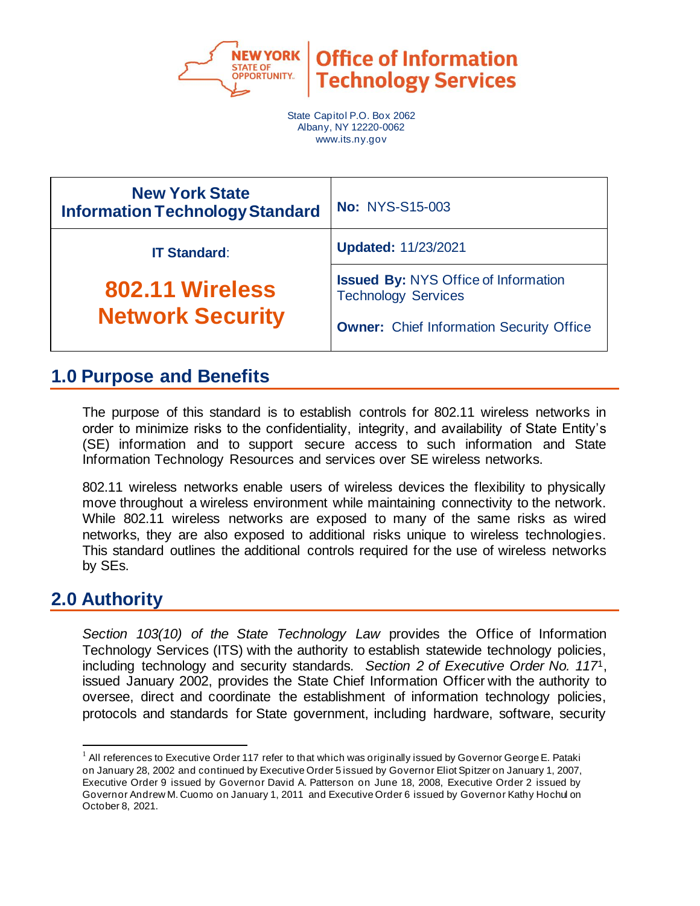**New York State Office of Information Technology Services**

State Capitol P.O. Box 2062
Albany, NY 12220-0062
www.its.ny.gov

| New York State Information Technology Standard | No: NYS-S15-003 |
|---|---|
| IT Standard: | Updated: 11/23/2021 |
| **802.11 Wireless Network Security** | Issued By: NYS Office of Information Technology Services<br><br>Owner: Chief Information Security Office |

## 1.0 Purpose and Benefits

The purpose of this standard is to establish controls for 802.11 wireless networks in order to minimize risks to the confidentiality, integrity, and availability of State Entity's (SE) information and to support secure access to such information and State Information Technology Resources and services over SE wireless networks.

802.11 wireless networks enable users of wireless devices the flexibility to physically move throughout a wireless environment while maintaining connectivity to the network. While 802.11 wireless networks are exposed to many of the same risks as wired networks, they are also exposed to additional risks unique to wireless technologies. This standard outlines the additional controls required for the use of wireless networks by SEs.

## 2.0 Authority

*Section 103(10) of the State Technology Law* provides the Office of Information Technology Services (ITS) with the authority to establish statewide technology policies, including technology and security standards. *Section 2 of Executive Order No. 117*[1], issued January 2002, provides the State Chief Information Officer with the authority to oversee, direct and coordinate the establishment of information technology policies, protocols and standards for State government, including hardware, software, security

[1] All references to Executive Order 117 refer to that which was originally issued by Governor George E. Pataki on January 28, 2002 and continued by Executive Order 5 issued by Governor Eliot Spitzer on January 1, 2007, Executive Order 9 issued by Governor David A. Patterson on June 18, 2008, Executive Order 2 issued by Governor Andrew M. Cuomo on January 1, 2011 and Executive Order 6 issued by Governor Kathy Hochul on October 8, 2021.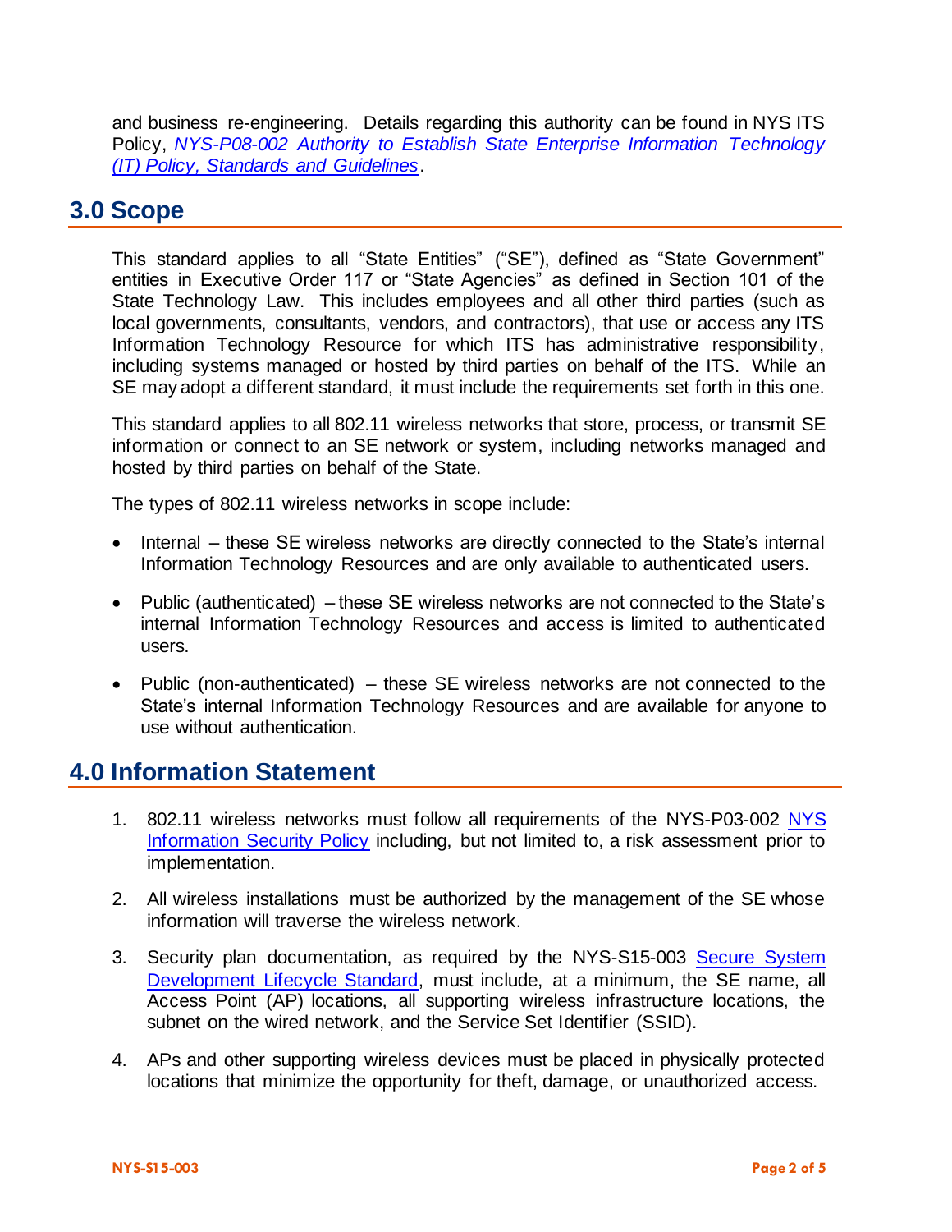and business re-engineering. Details regarding this authority can be found in NYS ITS Policy, *NYS-P08-002 Authority to Establish State Enterprise Information Technology (IT) Policy, Standards and Guidelines*.

## 3.0 Scope

This standard applies to all "State Entities" ("SE"), defined as "State Government" entities in Executive Order 117 or "State Agencies" as defined in Section 101 of the State Technology Law. This includes employees and all other third parties (such as local governments, consultants, vendors, and contractors), that use or access any ITS Information Technology Resource for which ITS has administrative responsibility, including systems managed or hosted by third parties on behalf of the ITS. While an SE may adopt a different standard, it must include the requirements set forth in this one.

This standard applies to all 802.11 wireless networks that store, process, or transmit SE information or connect to an SE network or system, including networks managed and hosted by third parties on behalf of the State.

The types of 802.11 wireless networks in scope include:

- Internal – these SE wireless networks are directly connected to the State's internal Information Technology Resources and are only available to authenticated users.
- Public (authenticated) – these SE wireless networks are not connected to the State's internal Information Technology Resources and access is limited to authenticated users.
- Public (non-authenticated) – these SE wireless networks are not connected to the State's internal Information Technology Resources and are available for anyone to use without authentication.

## 4.0 Information Statement

1. 802.11 wireless networks must follow all requirements of the NYS-P03-002 NYS Information Security Policy including, but not limited to, a risk assessment prior to implementation.
2. All wireless installations must be authorized by the management of the SE whose information will traverse the wireless network.
3. Security plan documentation, as required by the NYS-S15-003 Secure System Development Lifecycle Standard, must include, at a minimum, the SE name, all Access Point (AP) locations, all supporting wireless infrastructure locations, the subnet on the wired network, and the Service Set Identifier (SSID).
4. APs and other supporting wireless devices must be placed in physically protected locations that minimize the opportunity for theft, damage, or unauthorized access.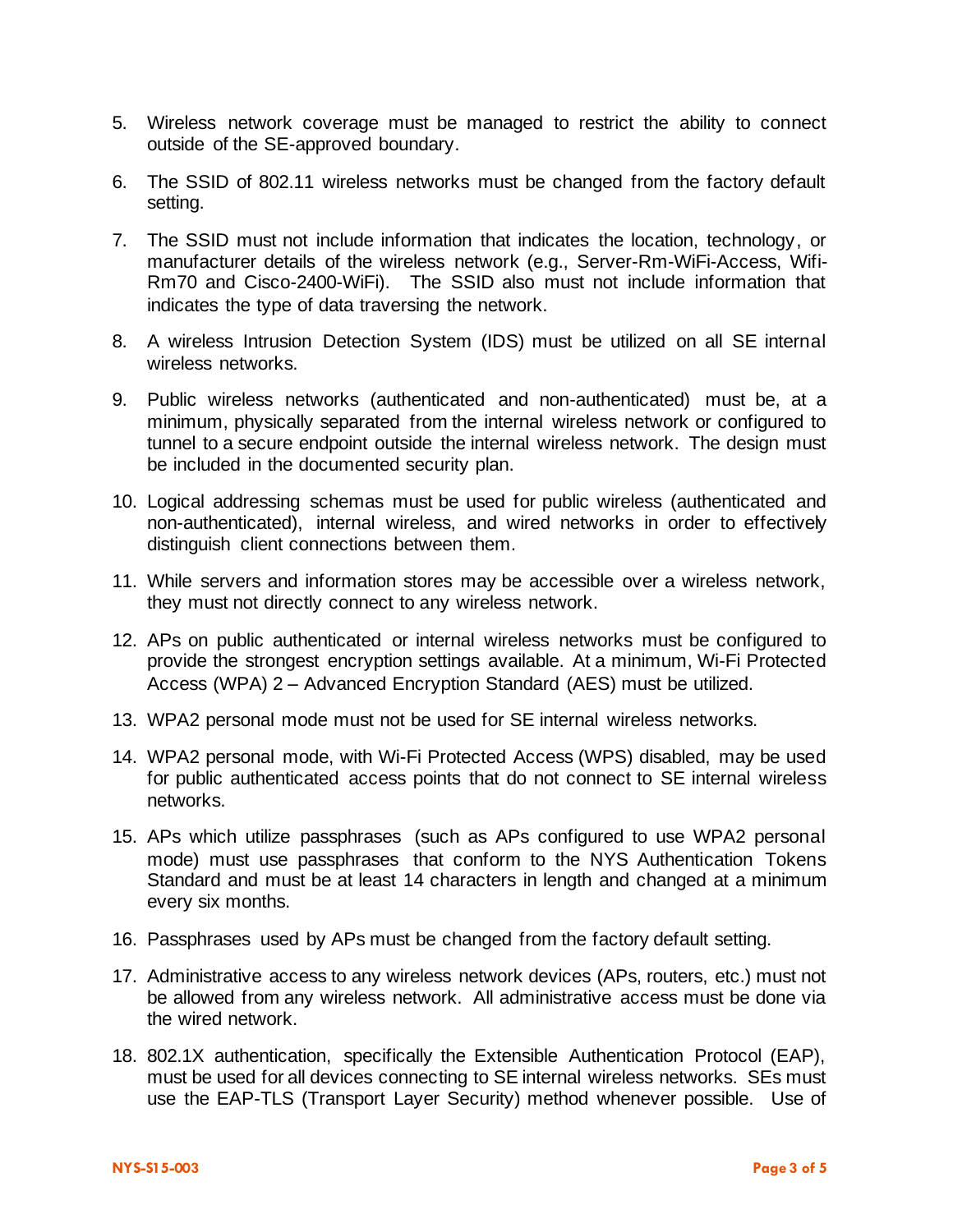5. Wireless network coverage must be managed to restrict the ability to connect outside of the SE-approved boundary.

6. The SSID of 802.11 wireless networks must be changed from the factory default setting.

7. The SSID must not include information that indicates the location, technology, or manufacturer details of the wireless network (e.g., Server-Rm-WiFi-Access, Wifi-Rm70 and Cisco-2400-WiFi). The SSID also must not include information that indicates the type of data traversing the network.

8. A wireless Intrusion Detection System (IDS) must be utilized on all SE internal wireless networks.

9. Public wireless networks (authenticated and non-authenticated) must be, at a minimum, physically separated from the internal wireless network or configured to tunnel to a secure endpoint outside the internal wireless network. The design must be included in the documented security plan.

10. Logical addressing schemas must be used for public wireless (authenticated and non-authenticated), internal wireless, and wired networks in order to effectively distinguish client connections between them.

11. While servers and information stores may be accessible over a wireless network, they must not directly connect to any wireless network.

12. APs on public authenticated or internal wireless networks must be configured to provide the strongest encryption settings available. At a minimum, Wi-Fi Protected Access (WPA) 2 – Advanced Encryption Standard (AES) must be utilized.

13. WPA2 personal mode must not be used for SE internal wireless networks.

14. WPA2 personal mode, with Wi-Fi Protected Access (WPS) disabled, may be used for public authenticated access points that do not connect to SE internal wireless networks.

15. APs which utilize passphrases (such as APs configured to use WPA2 personal mode) must use passphrases that conform to the NYS Authentication Tokens Standard and must be at least 14 characters in length and changed at a minimum every six months.

16. Passphrases used by APs must be changed from the factory default setting.

17. Administrative access to any wireless network devices (APs, routers, etc.) must not be allowed from any wireless network. All administrative access must be done via the wired network.

18. 802.1X authentication, specifically the Extensible Authentication Protocol (EAP), must be used for all devices connecting to SE internal wireless networks. SEs must use the EAP-TLS (Transport Layer Security) method whenever possible. Use of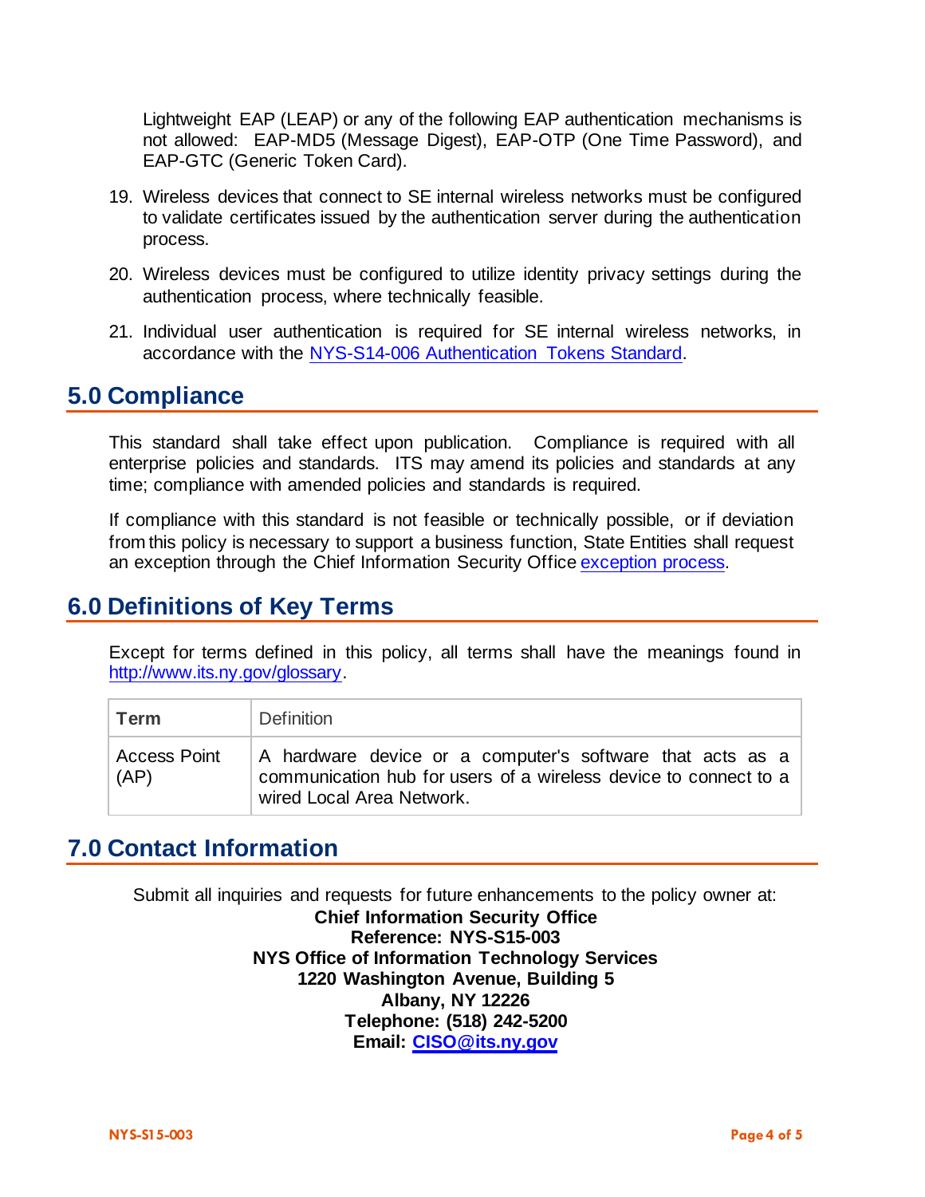Lightweight EAP (LEAP) or any of the following EAP authentication mechanisms is not allowed: EAP-MD5 (Message Digest), EAP-OTP (One Time Password), and EAP-GTC (Generic Token Card).

19. Wireless devices that connect to SE internal wireless networks must be configured to validate certificates issued by the authentication server during the authentication process.

20. Wireless devices must be configured to utilize identity privacy settings during the authentication process, where technically feasible.

21. Individual user authentication is required for SE internal wireless networks, in accordance with the [NYS-S14-006 Authentication Tokens Standard](NYS-S14-006 Authentication Tokens Standard).

## 5.0 Compliance

This standard shall take effect upon publication. Compliance is required with all enterprise policies and standards. ITS may amend its policies and standards at any time; compliance with amended policies and standards is required.

If compliance with this standard is not feasible or technically possible, or if deviation from this policy is necessary to support a business function, State Entities shall request an exception through the Chief Information Security Office exception process.

## 6.0 Definitions of Key Terms

Except for terms defined in this policy, all terms shall have the meanings found in http://www.its.ny.gov/glossary.

| Term | Definition |
|---|---|
| Access Point (AP) | A hardware device or a computer's software that acts as a communication hub for users of a wireless device to connect to a wired Local Area Network. |

## 7.0 Contact Information

Submit all inquiries and requests for future enhancements to the policy owner at:

**Chief Information Security Office**
**Reference: NYS-S15-003**
**NYS Office of Information Technology Services**
**1220 Washington Avenue, Building 5**
**Albany, NY 12226**
**Telephone: (518) 242-5200**
**Email: CISO@its.ny.gov**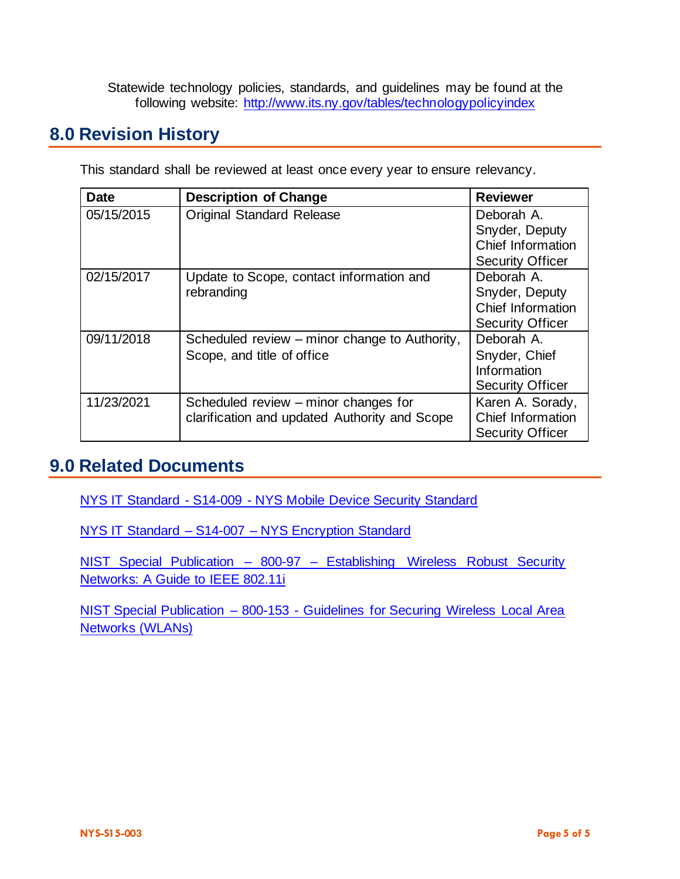Statewide technology policies, standards, and guidelines may be found at the following website: [http://www.its.ny.gov/tables/technologypolicyindex](http://www.its.ny.gov/tables/technologypolicyindex)

## 8.0 Revision History

This standard shall be reviewed at least once every year to ensure relevancy.

| Date | Description of Change | Reviewer |
|---|---|---|
| 05/15/2015 | Original Standard Release | Deborah A. Snyder, Deputy Chief Information Security Officer |
| 02/15/2017 | Update to Scope, contact information and rebranding | Deborah A. Snyder, Deputy Chief Information Security Officer |
| 09/11/2018 | Scheduled review – minor change to Authority, Scope, and title of office | Deborah A. Snyder, Chief Information Security Officer |
| 11/23/2021 | Scheduled review – minor changes for clarification and updated Authority and Scope | Karen A. Sorady, Chief Information Security Officer |

## 9.0 Related Documents

NYS IT Standard - S14-009 - NYS Mobile Device Security Standard

NYS IT Standard – S14-007 – NYS Encryption Standard

NIST Special Publication – 800-97 – Establishing Wireless Robust Security Networks: A Guide to IEEE 802.11i

NIST Special Publication – 800-153 - Guidelines for Securing Wireless Local Area Networks (WLANs)